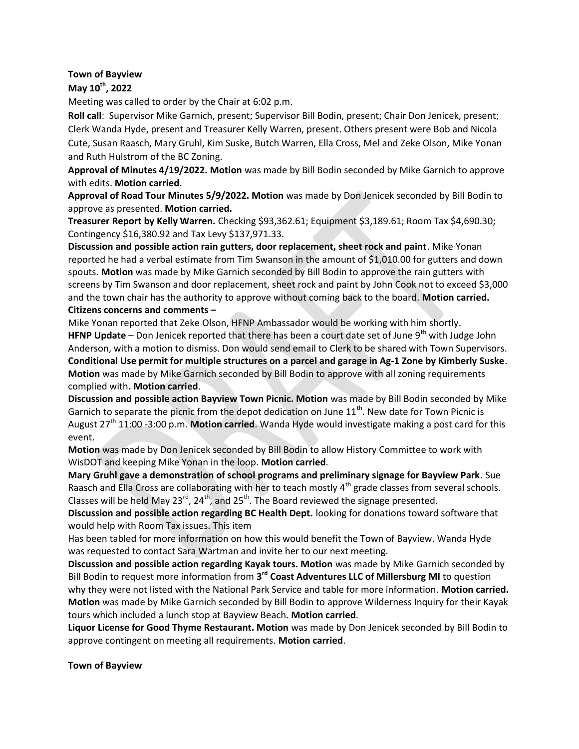**Town of Bayview**

**May 10th, 2022**

Meeting was called to order by the Chair at 6:02 p.m.

**Roll call**: Supervisor Mike Garnich, present; Supervisor Bill Bodin, present; Chair Don Jenicek, present; Clerk Wanda Hyde, present and Treasurer Kelly Warren, present. Others present were Bob and Nicola Cute, Susan Raasch, Mary Gruhl, Kim Suske, Butch Warren, Ella Cross, Mel and Zeke Olson, Mike Yonan and Ruth Hulstrom of the BC Zoning.

**Approval of Minutes 4/19/2022. Motion** was made by Bill Bodin seconded by Mike Garnich to approve with edits. **Motion carried**.

**Approval of Road Tour Minutes 5/9/2022. Motion** was made by Don Jenicek seconded by Bill Bodin to approve as presented. **Motion carried.**

**Treasurer Report by Kelly Warren.** Checking $93,362.61; Equipment $3,189.61; Room Tax $4,690.30; Contingency $16,380.92 and Tax Levy $137,971.33.

**Discussion and possible action rain gutters, door replacement, sheet rock and paint**. Mike Yonan reported he had a verbal estimate from Tim Swanson in the amount of $1,010.00 for gutters and down spouts. **Motion** was made by Mike Garnich seconded by Bill Bodin to approve the rain gutters with screens by Tim Swanson and door replacement, sheet rock and paint by John Cook not to exceed $3,000 and the town chair has the authority to approve without coming back to the board. **Motion carried.**

**Citizens concerns and comments –**

Mike Yonan reported that Zeke Olson, HFNP Ambassador would be working with him shortly.

**HFNP Update** – Don Jenicek reported that there has been a court date set of June 9th with Judge John Anderson, with a motion to dismiss. Don would send email to Clerk to be shared with Town Supervisors.

**Conditional Use permit for multiple structures on a parcel and garage in Ag-1 Zone by Kimberly Suske**. **Motion** was made by Mike Garnich seconded by Bill Bodin to approve with all zoning requirements complied with**. Motion carried**.

**Discussion and possible action Bayview Town Picnic. Motion** was made by Bill Bodin seconded by Mike Garnich to separate the picnic from the depot dedication on June 11th. New date for Town Picnic is August 27th 11:00 -3:00 p.m. **Motion carried**. Wanda Hyde would investigate making a post card for this event.

**Motion** was made by Don Jenicek seconded by Bill Bodin to allow History Committee to work with WisDOT and keeping Mike Yonan in the loop. **Motion carried**.

**Mary Gruhl gave a demonstration of school programs and preliminary signage for Bayview Park**. Sue Raasch and Ella Cross are collaborating with her to teach mostly 4th grade classes from several schools. Classes will be held May 23rd, 24th, and 25th. The Board reviewed the signage presented.

**Discussion and possible action regarding BC Health Dept.** looking for donations toward software that would help with Room Tax issues. This item

Has been tabled for more information on how this would benefit the Town of Bayview. Wanda Hyde was requested to contact Sara Wartman and invite her to our next meeting.

**Discussion and possible action regarding Kayak tours. Motion** was made by Mike Garnich seconded by Bill Bodin to request more information from **3rd Coast Adventures LLC of Millersburg MI** to question why they were not listed with the National Park Service and table for more information. **Motion carried.**

**Motion** was made by Mike Garnich seconded by Bill Bodin to approve Wilderness Inquiry for their Kayak tours which included a lunch stop at Bayview Beach. **Motion carried**.

**Liquor License for Good Thyme Restaurant. Motion** was made by Don Jenicek seconded by Bill Bodin to approve contingent on meeting all requirements. **Motion carried**.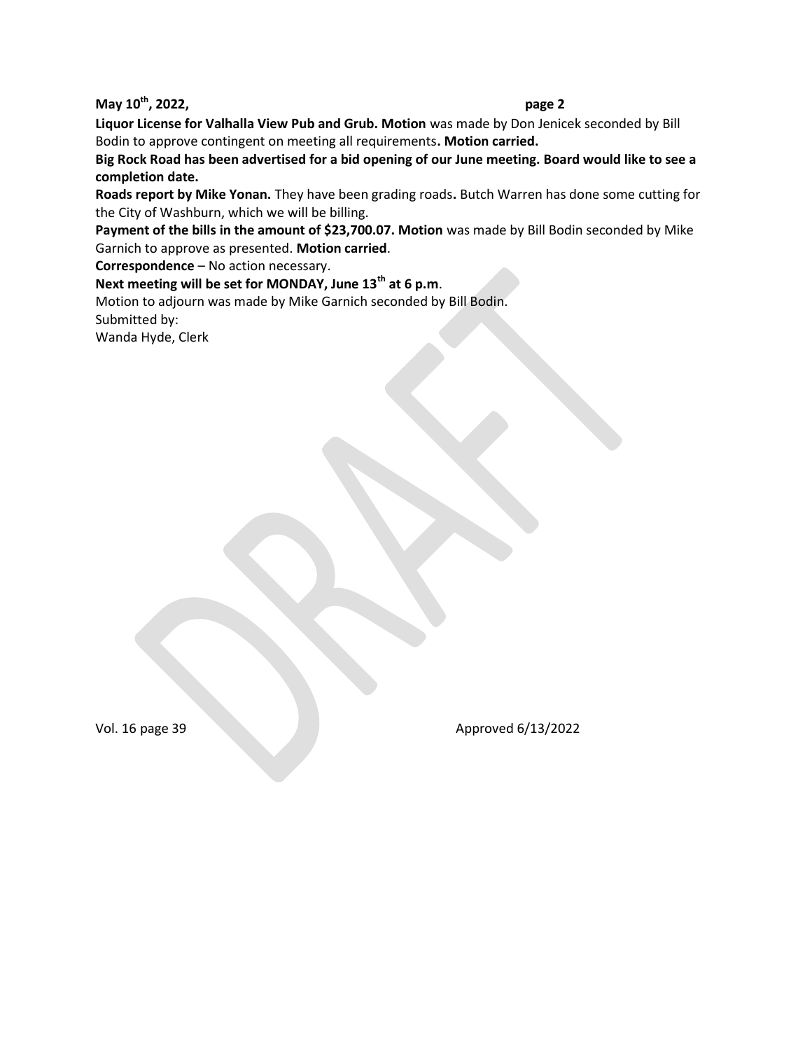**Liquor License for Valhalla View Pub and Grub. Motion** was made by Don Jenicek seconded by Bill Bodin to approve contingent on meeting all requirements**. Motion carried.**

**Big Rock Road has been advertised for a bid opening of our June meeting. Board would like to see a completion date.**

**Roads report by Mike Yonan.** They have been grading roads**.** Butch Warren has done some cutting for the City of Washburn, which we will be billing.

**Payment of the bills in the amount of $23,700.07. Motion** was made by Bill Bodin seconded by Mike Garnich to approve as presented. **Motion carried**.

**Correspondence** – No action necessary.

**Next meeting will be set for MONDAY, June 13th at 6 p.m**.

Motion to adjourn was made by Mike Garnich seconded by Bill Bodin.

Submitted by:
Wanda Hyde, Clerk

Vol. 16 page 39 Approved 6/13/2022